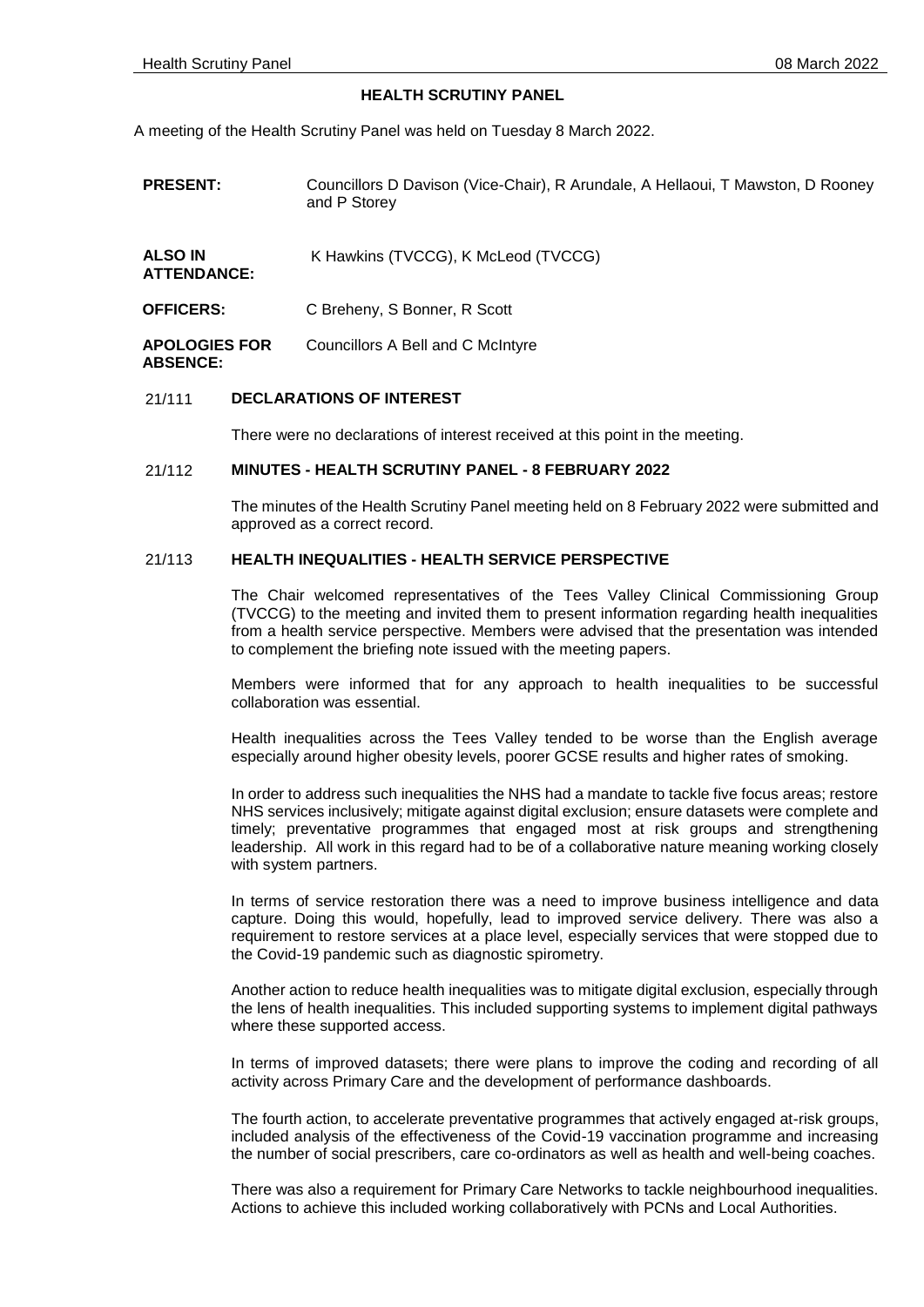# HEALTH SCRUTINY PANEL

A meeting of the Health Scrutiny Panel was held on Tuesday 8 March 2022.

| | |
|---|---|
| **PRESENT:** | Councillors D Davison (Vice-Chair), R Arundale, A Hellaoui, T Mawston, D Rooney and P Storey |
| **ALSO IN ATTENDANCE:** | K Hawkins (TVCCG), K McLeod (TVCCG) |
| **OFFICERS:** | C Breheny, S Bonner, R Scott |
| **APOLOGIES FOR ABSENCE:** | Councillors A Bell and C McIntyre |

## 21/111 DECLARATIONS OF INTEREST

There were no declarations of interest received at this point in the meeting.

## 21/112 MINUTES - HEALTH SCRUTINY PANEL - 8 FEBRUARY 2022

The minutes of the Health Scrutiny Panel meeting held on 8 February 2022 were submitted and approved as a correct record.

## 21/113 HEALTH INEQUALITIES - HEALTH SERVICE PERSPECTIVE

The Chair welcomed representatives of the Tees Valley Clinical Commissioning Group (TVCCG) to the meeting and invited them to present information regarding health inequalities from a health service perspective. Members were advised that the presentation was intended to complement the briefing note issued with the meeting papers.

Members were informed that for any approach to health inequalities to be successful collaboration was essential.

Health inequalities across the Tees Valley tended to be worse than the English average especially around higher obesity levels, poorer GCSE results and higher rates of smoking.

In order to address such inequalities the NHS had a mandate to tackle five focus areas; restore NHS services inclusively; mitigate against digital exclusion; ensure datasets were complete and timely; preventative programmes that engaged most at risk groups and strengthening leadership. All work in this regard had to be of a collaborative nature meaning working closely with system partners.

In terms of service restoration there was a need to improve business intelligence and data capture. Doing this would, hopefully, lead to improved service delivery. There was also a requirement to restore services at a place level, especially services that were stopped due to the Covid-19 pandemic such as diagnostic spirometry.

Another action to reduce health inequalities was to mitigate digital exclusion, especially through the lens of health inequalities. This included supporting systems to implement digital pathways where these supported access.

In terms of improved datasets; there were plans to improve the coding and recording of all activity across Primary Care and the development of performance dashboards.

The fourth action, to accelerate preventative programmes that actively engaged at-risk groups, included analysis of the effectiveness of the Covid-19 vaccination programme and increasing the number of social prescribers, care co-ordinators as well as health and well-being coaches.

There was also a requirement for Primary Care Networks to tackle neighbourhood inequalities. Actions to achieve this included working collaboratively with PCNs and Local Authorities.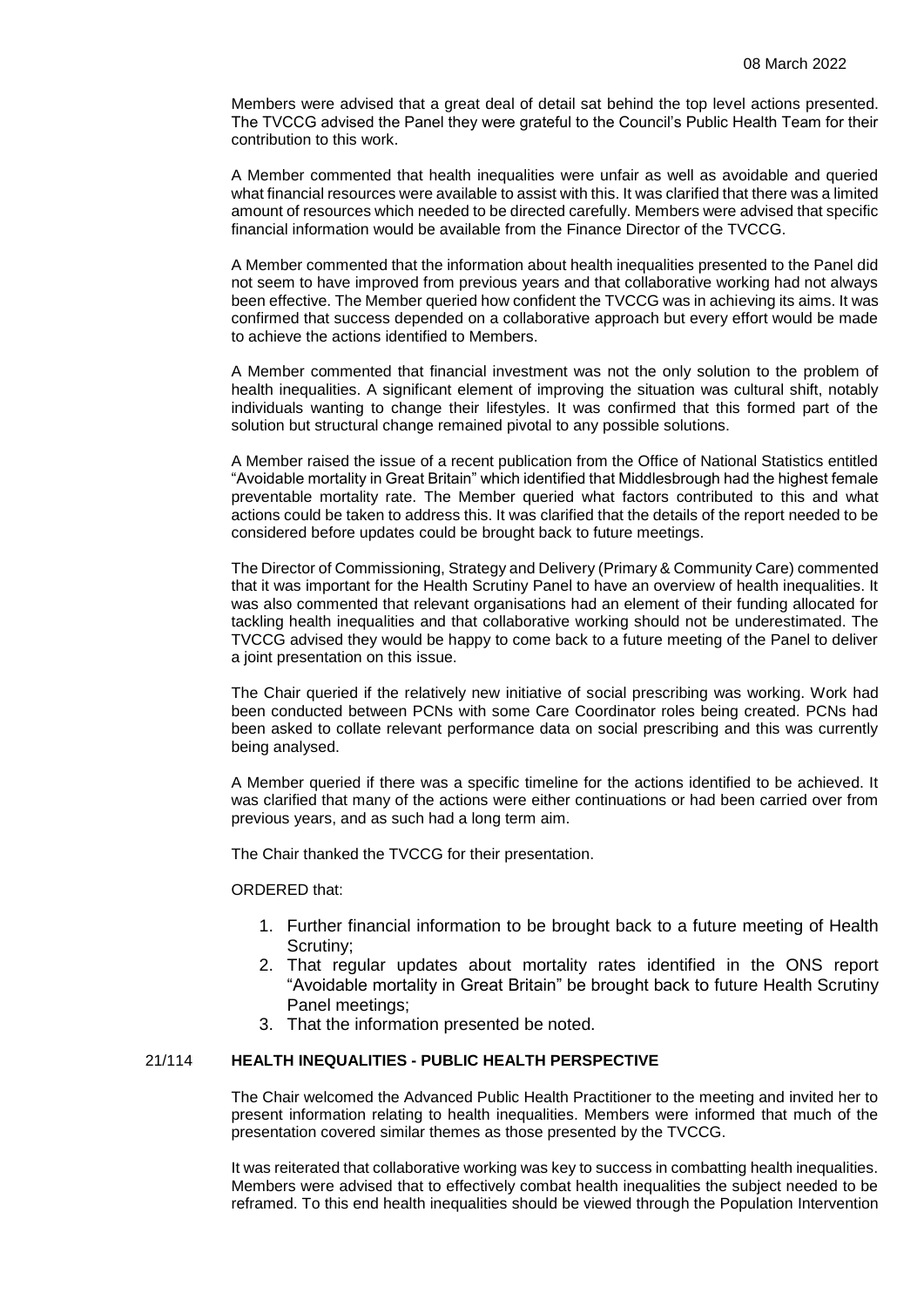Members were advised that a great deal of detail sat behind the top level actions presented. The TVCCG advised the Panel they were grateful to the Council's Public Health Team for their contribution to this work.

A Member commented that health inequalities were unfair as well as avoidable and queried what financial resources were available to assist with this. It was clarified that there was a limited amount of resources which needed to be directed carefully. Members were advised that specific financial information would be available from the Finance Director of the TVCCG.

A Member commented that the information about health inequalities presented to the Panel did not seem to have improved from previous years and that collaborative working had not always been effective. The Member queried how confident the TVCCG was in achieving its aims. It was confirmed that success depended on a collaborative approach but every effort would be made to achieve the actions identified to Members.

A Member commented that financial investment was not the only solution to the problem of health inequalities. A significant element of improving the situation was cultural shift, notably individuals wanting to change their lifestyles. It was confirmed that this formed part of the solution but structural change remained pivotal to any possible solutions.

A Member raised the issue of a recent publication from the Office of National Statistics entitled "Avoidable mortality in Great Britain" which identified that Middlesbrough had the highest female preventable mortality rate. The Member queried what factors contributed to this and what actions could be taken to address this. It was clarified that the details of the report needed to be considered before updates could be brought back to future meetings.

The Director of Commissioning, Strategy and Delivery (Primary & Community Care) commented that it was important for the Health Scrutiny Panel to have an overview of health inequalities. It was also commented that relevant organisations had an element of their funding allocated for tackling health inequalities and that collaborative working should not be underestimated. The TVCCG advised they would be happy to come back to a future meeting of the Panel to deliver a joint presentation on this issue.

The Chair queried if the relatively new initiative of social prescribing was working. Work had been conducted between PCNs with some Care Coordinator roles being created. PCNs had been asked to collate relevant performance data on social prescribing and this was currently being analysed.

A Member queried if there was a specific timeline for the actions identified to be achieved. It was clarified that many of the actions were either continuations or had been carried over from previous years, and as such had a long term aim.

The Chair thanked the TVCCG for their presentation.

ORDERED that:

1. Further financial information to be brought back to a future meeting of Health Scrutiny;
2. That regular updates about mortality rates identified in the ONS report "Avoidable mortality in Great Britain" be brought back to future Health Scrutiny Panel meetings;
3. That the information presented be noted.

## 21/114 HEALTH INEQUALITIES - PUBLIC HEALTH PERSPECTIVE

The Chair welcomed the Advanced Public Health Practitioner to the meeting and invited her to present information relating to health inequalities. Members were informed that much of the presentation covered similar themes as those presented by the TVCCG.

It was reiterated that collaborative working was key to success in combatting health inequalities. Members were advised that to effectively combat health inequalities the subject needed to be reframed. To this end health inequalities should be viewed through the Population Intervention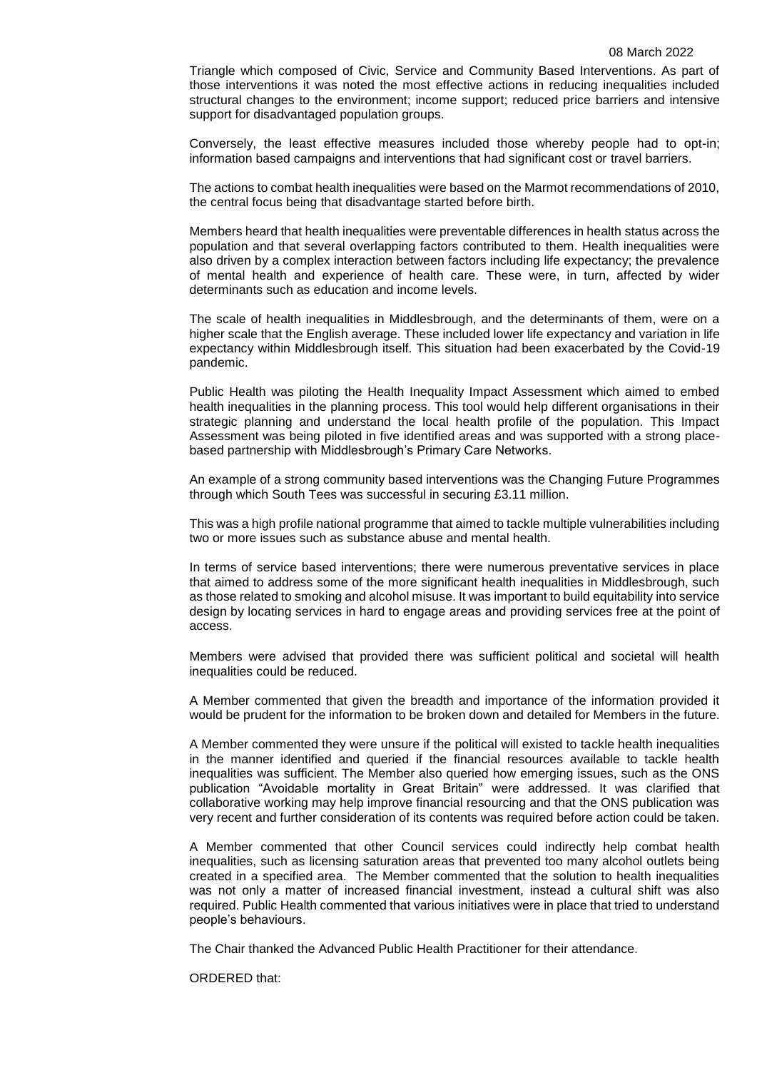Triangle which composed of Civic, Service and Community Based Interventions. As part of those interventions it was noted the most effective actions in reducing inequalities included structural changes to the environment; income support; reduced price barriers and intensive support for disadvantaged population groups.

Conversely, the least effective measures included those whereby people had to opt-in; information based campaigns and interventions that had significant cost or travel barriers.

The actions to combat health inequalities were based on the Marmot recommendations of 2010, the central focus being that disadvantage started before birth.

Members heard that health inequalities were preventable differences in health status across the population and that several overlapping factors contributed to them. Health inequalities were also driven by a complex interaction between factors including life expectancy; the prevalence of mental health and experience of health care. These were, in turn, affected by wider determinants such as education and income levels.

The scale of health inequalities in Middlesbrough, and the determinants of them, were on a higher scale that the English average. These included lower life expectancy and variation in life expectancy within Middlesbrough itself. This situation had been exacerbated by the Covid-19 pandemic.

Public Health was piloting the Health Inequality Impact Assessment which aimed to embed health inequalities in the planning process. This tool would help different organisations in their strategic planning and understand the local health profile of the population. This Impact Assessment was being piloted in five identified areas and was supported with a strong place-based partnership with Middlesbrough's Primary Care Networks.

An example of a strong community based interventions was the Changing Future Programmes through which South Tees was successful in securing £3.11 million.

This was a high profile national programme that aimed to tackle multiple vulnerabilities including two or more issues such as substance abuse and mental health.

In terms of service based interventions; there were numerous preventative services in place that aimed to address some of the more significant health inequalities in Middlesbrough, such as those related to smoking and alcohol misuse. It was important to build equitability into service design by locating services in hard to engage areas and providing services free at the point of access.

Members were advised that provided there was sufficient political and societal will health inequalities could be reduced.

A Member commented that given the breadth and importance of the information provided it would be prudent for the information to be broken down and detailed for Members in the future.

A Member commented they were unsure if the political will existed to tackle health inequalities in the manner identified and queried if the financial resources available to tackle health inequalities was sufficient. The Member also queried how emerging issues, such as the ONS publication "Avoidable mortality in Great Britain" were addressed. It was clarified that collaborative working may help improve financial resourcing and that the ONS publication was very recent and further consideration of its contents was required before action could be taken.

A Member commented that other Council services could indirectly help combat health inequalities, such as licensing saturation areas that prevented too many alcohol outlets being created in a specified area. The Member commented that the solution to health inequalities was not only a matter of increased financial investment, instead a cultural shift was also required. Public Health commented that various initiatives were in place that tried to understand people's behaviours.

The Chair thanked the Advanced Public Health Practitioner for their attendance.

ORDERED that: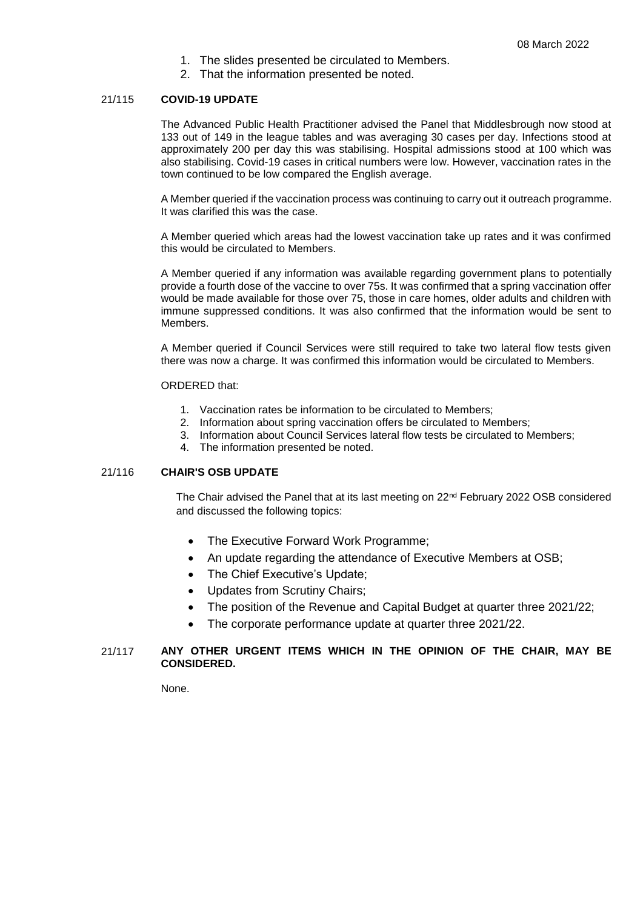1. The slides presented be circulated to Members.
2. That the information presented be noted.

## 21/115 COVID-19 UPDATE

The Advanced Public Health Practitioner advised the Panel that Middlesbrough now stood at 133 out of 149 in the league tables and was averaging 30 cases per day. Infections stood at approximately 200 per day this was stabilising. Hospital admissions stood at 100 which was also stabilising. Covid-19 cases in critical numbers were low. However, vaccination rates in the town continued to be low compared the English average.

A Member queried if the vaccination process was continuing to carry out it outreach programme. It was clarified this was the case.

A Member queried which areas had the lowest vaccination take up rates and it was confirmed this would be circulated to Members.

A Member queried if any information was available regarding government plans to potentially provide a fourth dose of the vaccine to over 75s. It was confirmed that a spring vaccination offer would be made available for those over 75, those in care homes, older adults and children with immune suppressed conditions. It was also confirmed that the information would be sent to Members.

A Member queried if Council Services were still required to take two lateral flow tests given there was now a charge. It was confirmed this information would be circulated to Members.

ORDERED that:

1. Vaccination rates be information to be circulated to Members;
2. Information about spring vaccination offers be circulated to Members;
3. Information about Council Services lateral flow tests be circulated to Members;
4. The information presented be noted.

## 21/116 CHAIR'S OSB UPDATE

The Chair advised the Panel that at its last meeting on 22nd February 2022 OSB considered and discussed the following topics:

- The Executive Forward Work Programme;
- An update regarding the attendance of Executive Members at OSB;
- The Chief Executive's Update;
- Updates from Scrutiny Chairs;
- The position of the Revenue and Capital Budget at quarter three 2021/22;
- The corporate performance update at quarter three 2021/22.

## 21/117 ANY OTHER URGENT ITEMS WHICH IN THE OPINION OF THE CHAIR, MAY BE CONSIDERED.

None.